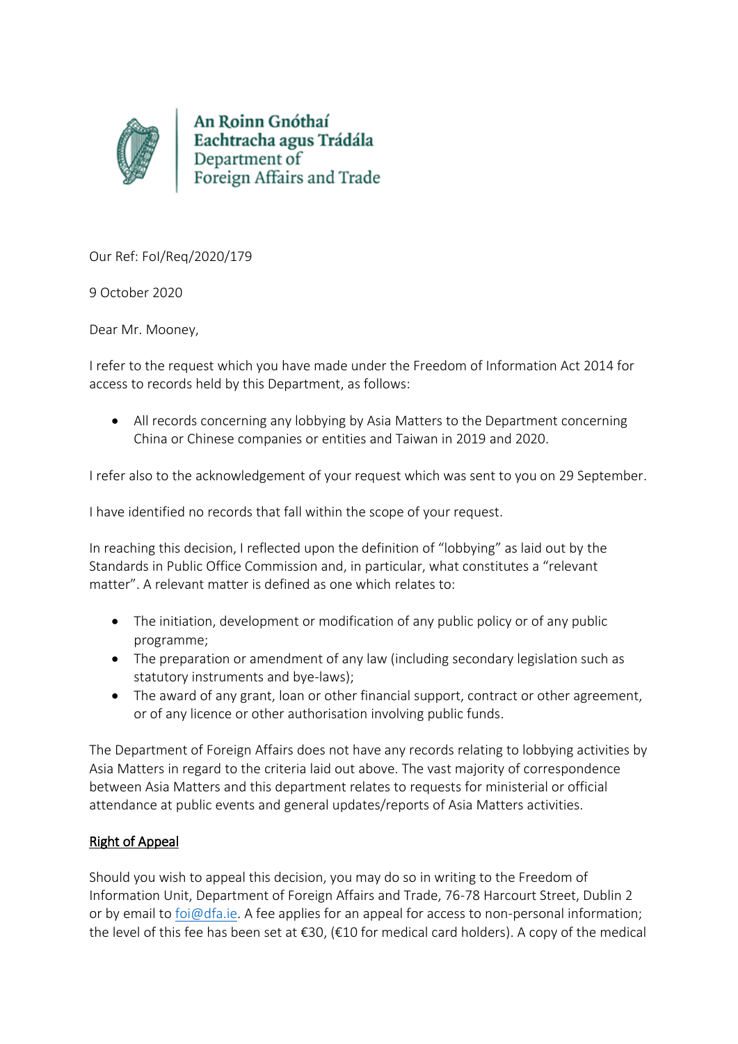An Roinn Gnóthaí Eachtracha agus Trádála
Department of Foreign Affairs and Trade

Our Ref: FoI/Req/2020/179

9 October 2020

Dear Mr. Mooney,

I refer to the request which you have made under the Freedom of Information Act 2014 for access to records held by this Department, as follows:

- All records concerning any lobbying by Asia Matters to the Department concerning China or Chinese companies or entities and Taiwan in 2019 and 2020.

I refer also to the acknowledgement of your request which was sent to you on 29 September.

I have identified no records that fall within the scope of your request.

In reaching this decision, I reflected upon the definition of "lobbying" as laid out by the Standards in Public Office Commission and, in particular, what constitutes a "relevant matter". A relevant matter is defined as one which relates to:

- The initiation, development or modification of any public policy or of any public programme;
- The preparation or amendment of any law (including secondary legislation such as statutory instruments and bye-laws);
- The award of any grant, loan or other financial support, contract or other agreement, or of any licence or other authorisation involving public funds.

The Department of Foreign Affairs does not have any records relating to lobbying activities by Asia Matters in regard to the criteria laid out above. The vast majority of correspondence between Asia Matters and this department relates to requests for ministerial or official attendance at public events and general updates/reports of Asia Matters activities.

**Right of Appeal**

Should you wish to appeal this decision, you may do so in writing to the Freedom of Information Unit, Department of Foreign Affairs and Trade, 76-78 Harcourt Street, Dublin 2 or by email to foi@dfa.ie. A fee applies for an appeal for access to non-personal information; the level of this fee has been set at €30, (€10 for medical card holders). A copy of the medical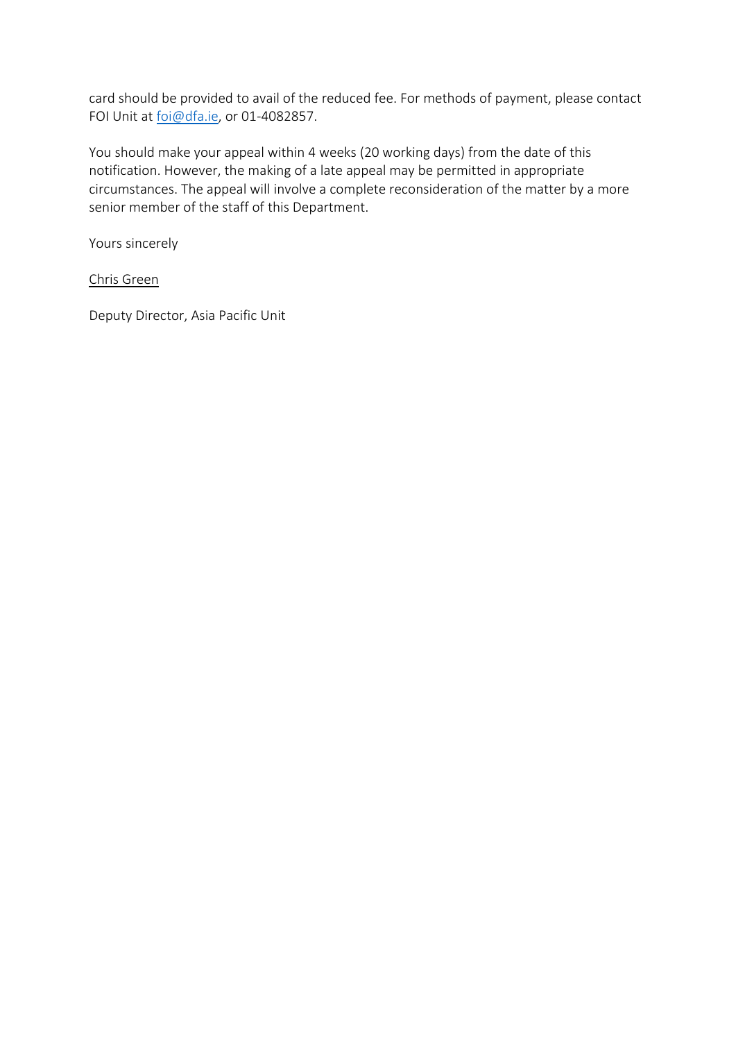card should be provided to avail of the reduced fee. For methods of payment, please contact FOI Unit at foi@dfa.ie, or 01-4082857.

You should make your appeal within 4 weeks (20 working days) from the date of this notification. However, the making of a late appeal may be permitted in appropriate circumstances. The appeal will involve a complete reconsideration of the matter by a more senior member of the staff of this Department.

Yours sincerely

Chris Green

Deputy Director, Asia Pacific Unit